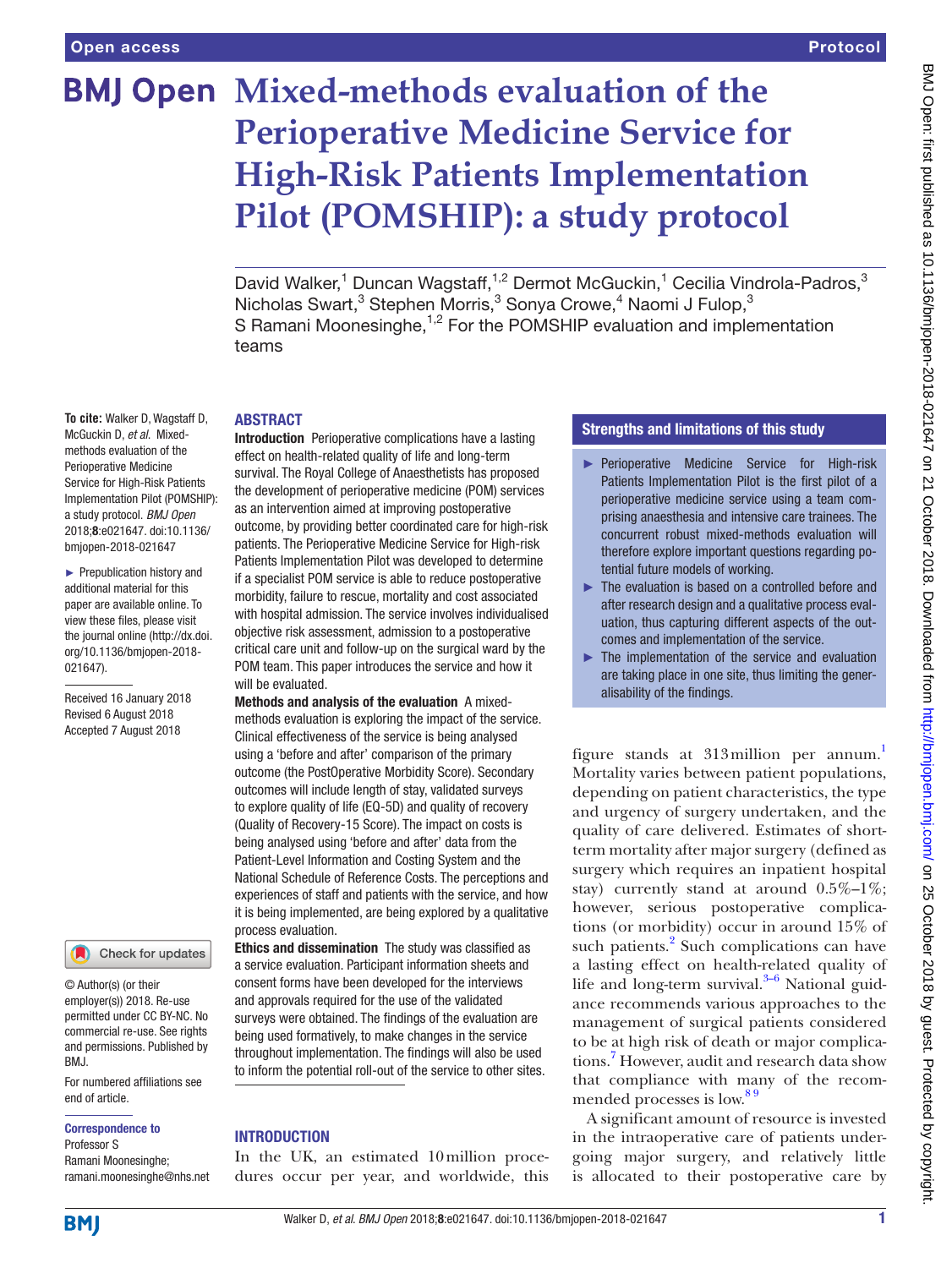# Mixed-methods evaluation of the Perioperative Medicine Service for High-Risk Patients Implementation Pilot (POMSHIP): a study protocol

David Walker,[1] Duncan Wagstaff,[1,2] Dermot McGuckin,[1] Cecilia Vindrola-Padros,[3] Nicholas Swart,[3] Stephen Morris,[3] Sonya Crowe,[4] Naomi J Fulop,[3] S Ramani Moonesinghe,[1,2] For the POMSHIP evaluation and implementation teams

**To cite:** Walker D, Wagstaff D, McGuckin D, *et al*. Mixed-methods evaluation of the Perioperative Medicine Service for High-Risk Patients Implementation Pilot (POMSHIP): a study protocol. *BMJ Open* 2018;**8**:e021647. doi:10.1136/bmjopen-2018-021647

► Prepublication history and additional material for this paper are available online. To view these files, please visit the journal online (http://dx.doi.org/10.1136/bmjopen-2018-021647).

Received 16 January 2018
Revised 6 August 2018
Accepted 7 August 2018

© Author(s) (or their employer(s)) 2018. Re-use permitted under CC BY-NC. No commercial re-use. See rights and permissions. Published by BMJ.

For numbered affiliations see end of article.

**Correspondence to**
Professor S Ramani Moonesinghe; ramani.moonesinghe@nhs.net

## ABSTRACT

**Introduction** Perioperative complications have a lasting effect on health-related quality of life and long-term survival. The Royal College of Anaesthetists has proposed the development of perioperative medicine (POM) services as an intervention aimed at improving postoperative outcome, by providing better coordinated care for high-risk patients. The Perioperative Medicine Service for High-risk Patients Implementation Pilot was developed to determine if a specialist POM service is able to reduce postoperative morbidity, failure to rescue, mortality and cost associated with hospital admission. The service involves individualised objective risk assessment, admission to a postoperative critical care unit and follow-up on the surgical ward by the POM team. This paper introduces the service and how it will be evaluated.

**Methods and analysis of the evaluation** A mixed-methods evaluation is exploring the impact of the service. Clinical effectiveness of the service is being analysed using a 'before and after' comparison of the primary outcome (the PostOperative Morbidity Score). Secondary outcomes will include length of stay, validated surveys to explore quality of life (EQ-5D) and quality of recovery (Quality of Recovery-15 Score). The impact on costs is being analysed using 'before and after' data from the Patient-Level Information and Costing System and the National Schedule of Reference Costs. The perceptions and experiences of staff and patients with the service, and how it is being implemented, are being explored by a qualitative process evaluation.

**Ethics and dissemination** The study was classified as a service evaluation. Participant information sheets and consent forms have been developed for the interviews and approvals required for the use of the validated surveys were obtained. The findings of the evaluation are being used formatively, to make changes in the service throughout implementation. The findings will also be used to inform the potential roll-out of the service to other sites.

### Strengths and limitations of this study

- ► Perioperative Medicine Service for High-risk Patients Implementation Pilot is the first pilot of a perioperative medicine service using a team comprising anaesthesia and intensive care trainees. The concurrent robust mixed-methods evaluation will therefore explore important questions regarding potential future models of working.
- ► The evaluation is based on a controlled before and after research design and a qualitative process evaluation, thus capturing different aspects of the outcomes and implementation of the service.
- ► The implementation of the service and evaluation are taking place in one site, thus limiting the generalisability of the findings.

## INTRODUCTION

In the UK, an estimated 10 million procedures occur per year, and worldwide, this figure stands at 313 million per annum.[1] Mortality varies between patient populations, depending on patient characteristics, the type and urgency of surgery undertaken, and the quality of care delivered. Estimates of short-term mortality after major surgery (defined as surgery which requires an inpatient hospital stay) currently stand at around 0.5%–1%; however, serious postoperative complications (or morbidity) occur in around 15% of such patients.[2] Such complications can have a lasting effect on health-related quality of life and long-term survival.[3–6] National guidance recommends various approaches to the management of surgical patients considered to be at high risk of death or major complications.[7] However, audit and research data show that compliance with many of the recommended processes is low.[8 9]

A significant amount of resource is invested in the intraoperative care of patients undergoing major surgery, and relatively little is allocated to their postoperative care by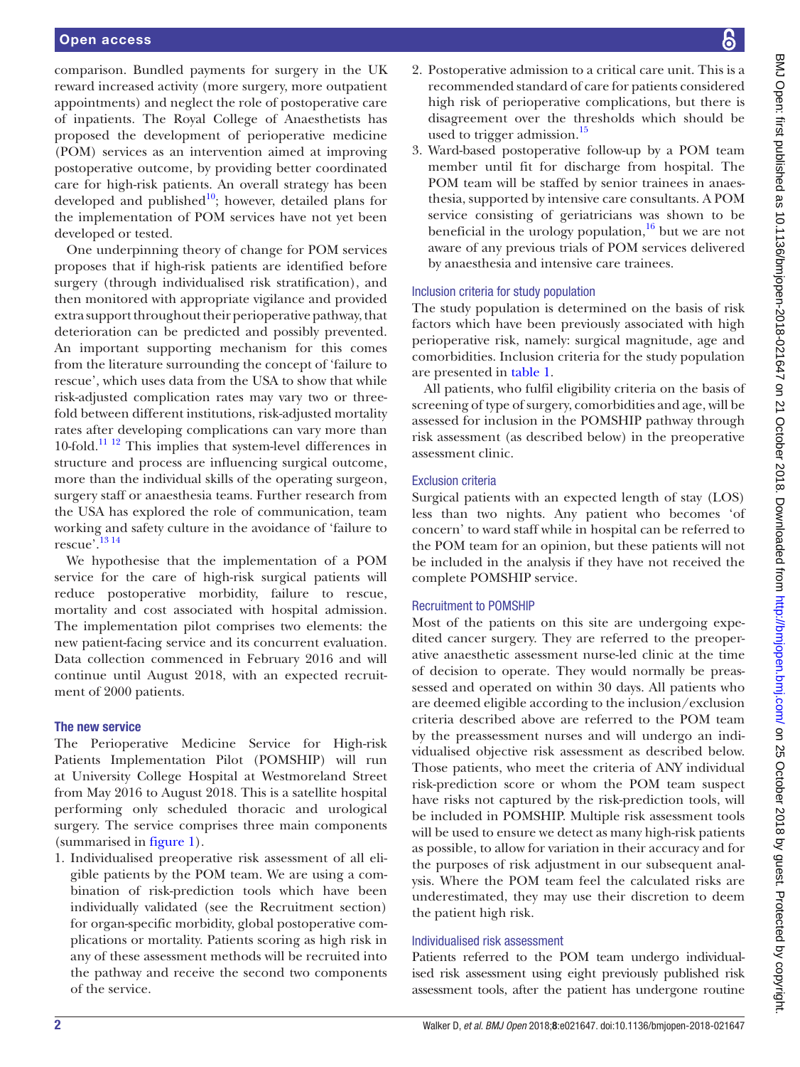comparison. Bundled payments for surgery in the UK reward increased activity (more surgery, more outpatient appointments) and neglect the role of postoperative care of inpatients. The Royal College of Anaesthetists has proposed the development of perioperative medicine (POM) services as an intervention aimed at improving postoperative outcome, by providing better coordinated care for high-risk patients. An overall strategy has been developed and published[10]; however, detailed plans for the implementation of POM services have not yet been developed or tested.

One underpinning theory of change for POM services proposes that if high-risk patients are identified before surgery (through individualised risk stratification), and then monitored with appropriate vigilance and provided extra support throughout their perioperative pathway, that deterioration can be predicted and possibly prevented. An important supporting mechanism for this comes from the literature surrounding the concept of 'failure to rescue', which uses data from the USA to show that while risk-adjusted complication rates may vary two or three-fold between different institutions, risk-adjusted mortality rates after developing complications can vary more than 10-fold.[11 12] This implies that system-level differences in structure and process are influencing surgical outcome, more than the individual skills of the operating surgeon, surgery staff or anaesthesia teams. Further research from the USA has explored the role of communication, team working and safety culture in the avoidance of 'failure to rescue'.[13 14]

We hypothesise that the implementation of a POM service for the care of high-risk surgical patients will reduce postoperative morbidity, failure to rescue, mortality and cost associated with hospital admission. The implementation pilot comprises two elements: the new patient-facing service and its concurrent evaluation. Data collection commenced in February 2016 and will continue until August 2018, with an expected recruitment of 2000 patients.

## The new service

The Perioperative Medicine Service for High-risk Patients Implementation Pilot (POMSHIP) will run at University College Hospital at Westmoreland Street from May 2016 to August 2018. This is a satellite hospital performing only scheduled thoracic and urological surgery. The service comprises three main components (summarised in figure 1).

1. Individualised preoperative risk assessment of all eligible patients by the POM team. We are using a combination of risk-prediction tools which have been individually validated (see the Recruitment section) for organ-specific morbidity, global postoperative complications or mortality. Patients scoring as high risk in any of these assessment methods will be recruited into the pathway and receive the second two components of the service.
2. Postoperative admission to a critical care unit. This is a recommended standard of care for patients considered high risk of perioperative complications, but there is disagreement over the thresholds which should be used to trigger admission.[15]
3. Ward-based postoperative follow-up by a POM team member until fit for discharge from hospital. The POM team will be staffed by senior trainees in anaesthesia, supported by intensive care consultants. A POM service consisting of geriatricians was shown to be beneficial in the urology population,[16] but we are not aware of any previous trials of POM services delivered by anaesthesia and intensive care trainees.

### Inclusion criteria for study population

The study population is determined on the basis of risk factors which have been previously associated with high perioperative risk, namely: surgical magnitude, age and comorbidities. Inclusion criteria for the study population are presented in table 1.

All patients, who fulfil eligibility criteria on the basis of screening of type of surgery, comorbidities and age, will be assessed for inclusion in the POMSHIP pathway through risk assessment (as described below) in the preoperative assessment clinic.

### Exclusion criteria

Surgical patients with an expected length of stay (LOS) less than two nights. Any patient who becomes 'of concern' to ward staff while in hospital can be referred to the POM team for an opinion, but these patients will not be included in the analysis if they have not received the complete POMSHIP service.

### Recruitment to POMSHIP

Most of the patients on this site are undergoing expedited cancer surgery. They are referred to the preoperative anaesthetic assessment nurse-led clinic at the time of decision to operate. They would normally be preassessed and operated on within 30 days. All patients who are deemed eligible according to the inclusion/exclusion criteria described above are referred to the POM team by the preassessment nurses and will undergo an individualised objective risk assessment as described below. Those patients, who meet the criteria of ANY individual risk-prediction score or whom the POM team suspect have risks not captured by the risk-prediction tools, will be included in POMSHIP. Multiple risk assessment tools will be used to ensure we detect as many high-risk patients as possible, to allow for variation in their accuracy and for the purposes of risk adjustment in our subsequent analysis. Where the POM team feel the calculated risks are underestimated, they may use their discretion to deem the patient high risk.

### Individualised risk assessment

Patients referred to the POM team undergo individualised risk assessment using eight previously published risk assessment tools, after the patient has undergone routine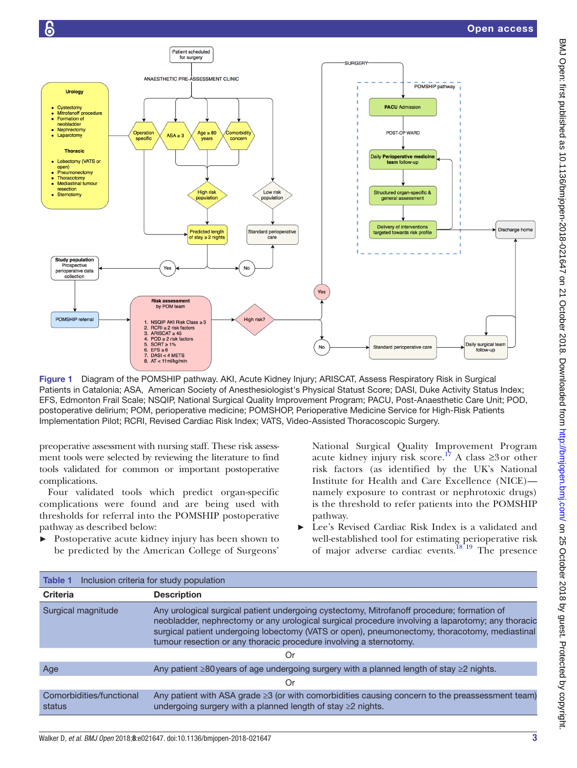Figure 1 Diagram of the POMSHIP pathway. AKI, Acute Kidney Injury; ARISCAT, Assess Respiratory Risk in Surgical Patients in Catalonia; ASA, American Society of Anesthesiologist's Physical Statust Score; DASI, Duke Activity Status Index; EFS, Edmonton Frail Scale; NSQIP, National Surgical Quality Improvement Program; PACU, Post-Anaesthetic Care Unit; POD, postoperative delirium; POM, perioperative medicine; POMSHOP, Perioperative Medicine Service for High-Risk Patients Implementation Pilot; RCRI, Revised Cardiac Risk Index; VATS, Video-Assisted Thoracoscopic Surgery.

preoperative assessment with nursing staff. These risk assessment tools were selected by reviewing the literature to find tools validated for common or important postoperative complications.

Four validated tools which predict organ-specific complications were found and are being used with thresholds for referral into the POMSHIP postoperative pathway as described below:

- Postoperative acute kidney injury has been shown to be predicted by the American College of Surgeons' National Surgical Quality Improvement Program acute kidney injury risk score.[17] A class ≥3 or other risk factors (as identified by the UK's National Institute for Health and Care Excellence (NICE)—namely exposure to contrast or nephrotoxic drugs) is the threshold to refer patients into the POMSHIP pathway.
- Lee's Revised Cardiac Risk Index is a validated and well-established tool for estimating perioperative risk of major adverse cardiac events.[18,19] The presence

**Table 1** Inclusion criteria for study population

| Criteria | Description |
|---|---|
| Surgical magnitude | Any urological surgical patient undergoing cystectomy, Mitrofanoff procedure; formation of neobladder, nephrectomy or any urological surgical procedure involving a laparotomy; any thoracic surgical patient undergoing lobectomy (VATS or open), pneumonectomy, thoracotomy, mediastinal tumour resection or any thoracic procedure involving a sternotomy. |
| | Or |
| Age | Any patient ≥80 years of age undergoing surgery with a planned length of stay ≥2 nights. |
| | Or |
| Comorbidities/functional status | Any patient with ASA grade ≥3 (or with comorbidities causing concern to the preassessment team) undergoing surgery with a planned length of stay ≥2 nights. |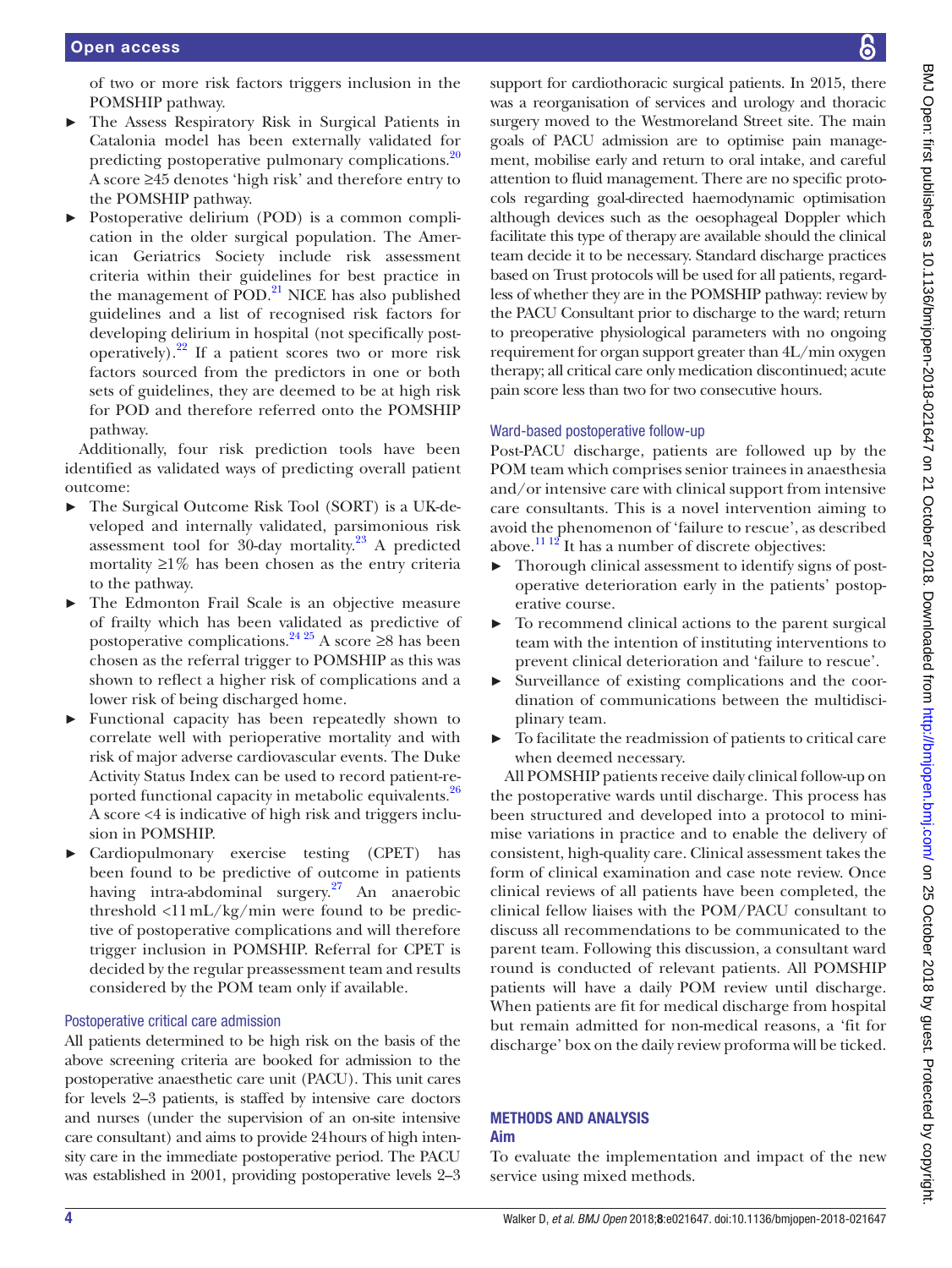of two or more risk factors triggers inclusion in the POMSHIP pathway.

- The Assess Respiratory Risk in Surgical Patients in Catalonia model has been externally validated for predicting postoperative pulmonary complications.[20] A score ≥45 denotes 'high risk' and therefore entry to the POMSHIP pathway.
- Postoperative delirium (POD) is a common complication in the older surgical population. The American Geriatrics Society include risk assessment criteria within their guidelines for best practice in the management of POD.[21] NICE has also published guidelines and a list of recognised risk factors for developing delirium in hospital (not specifically postoperatively).[22] If a patient scores two or more risk factors sourced from the predictors in one or both sets of guidelines, they are deemed to be at high risk for POD and therefore referred onto the POMSHIP pathway.

Additionally, four risk prediction tools have been identified as validated ways of predicting overall patient outcome:

- The Surgical Outcome Risk Tool (SORT) is a UK-developed and internally validated, parsimonious risk assessment tool for 30-day mortality.[23] A predicted mortality ≥1% has been chosen as the entry criteria to the pathway.
- The Edmonton Frail Scale is an objective measure of frailty which has been validated as predictive of postoperative complications.[24 25] A score ≥8 has been chosen as the referral trigger to POMSHIP as this was shown to reflect a higher risk of complications and a lower risk of being discharged home.
- Functional capacity has been repeatedly shown to correlate well with perioperative mortality and with risk of major adverse cardiovascular events. The Duke Activity Status Index can be used to record patient-reported functional capacity in metabolic equivalents.[26] A score <4 is indicative of high risk and triggers inclusion in POMSHIP.
- Cardiopulmonary exercise testing (CPET) has been found to be predictive of outcome in patients having intra-abdominal surgery.[27] An anaerobic threshold <11 mL/kg/min were found to be predictive of postoperative complications and will therefore trigger inclusion in POMSHIP. Referral for CPET is decided by the regular preassessment team and results considered by the POM team only if available.

### Postoperative critical care admission

All patients determined to be high risk on the basis of the above screening criteria are booked for admission to the postoperative anaesthetic care unit (PACU). This unit cares for levels 2–3 patients, is staffed by intensive care doctors and nurses (under the supervision of an on-site intensive care consultant) and aims to provide 24 hours of high intensity care in the immediate postoperative period. The PACU was established in 2001, providing postoperative levels 2–3 support for cardiothoracic surgical patients. In 2015, there was a reorganisation of services and urology and thoracic surgery moved to the Westmoreland Street site. The main goals of PACU admission are to optimise pain management, mobilise early and return to oral intake, and careful attention to fluid management. There are no specific protocols regarding goal-directed haemodynamic optimisation although devices such as the oesophageal Doppler which facilitate this type of therapy are available should the clinical team decide it to be necessary. Standard discharge practices based on Trust protocols will be used for all patients, regardless of whether they are in the POMSHIP pathway: review by the PACU Consultant prior to discharge to the ward; return to preoperative physiological parameters with no ongoing requirement for organ support greater than 4L/min oxygen therapy; all critical care only medication discontinued; acute pain score less than two for two consecutive hours.

### Ward-based postoperative follow-up

Post-PACU discharge, patients are followed up by the POM team which comprises senior trainees in anaesthesia and/or intensive care with clinical support from intensive care consultants. This is a novel intervention aiming to avoid the phenomenon of 'failure to rescue', as described above.[11 12] It has a number of discrete objectives:

- Thorough clinical assessment to identify signs of postoperative deterioration early in the patients' postoperative course.
- To recommend clinical actions to the parent surgical team with the intention of instituting interventions to prevent clinical deterioration and 'failure to rescue'.
- Surveillance of existing complications and the coordination of communications between the multidisciplinary team.
- To facilitate the readmission of patients to critical care when deemed necessary.

All POMSHIP patients receive daily clinical follow-up on the postoperative wards until discharge. This process has been structured and developed into a protocol to minimise variations in practice and to enable the delivery of consistent, high-quality care. Clinical assessment takes the form of clinical examination and case note review. Once clinical reviews of all patients have been completed, the clinical fellow liaises with the POM/PACU consultant to discuss all recommendations to be communicated to the parent team. Following this discussion, a consultant ward round is conducted of relevant patients. All POMSHIP patients will have a daily POM review until discharge. When patients are fit for medical discharge from hospital but remain admitted for non-medical reasons, a 'fit for discharge' box on the daily review proforma will be ticked.

## METHODS AND ANALYSIS

### Aim

To evaluate the implementation and impact of the new service using mixed methods.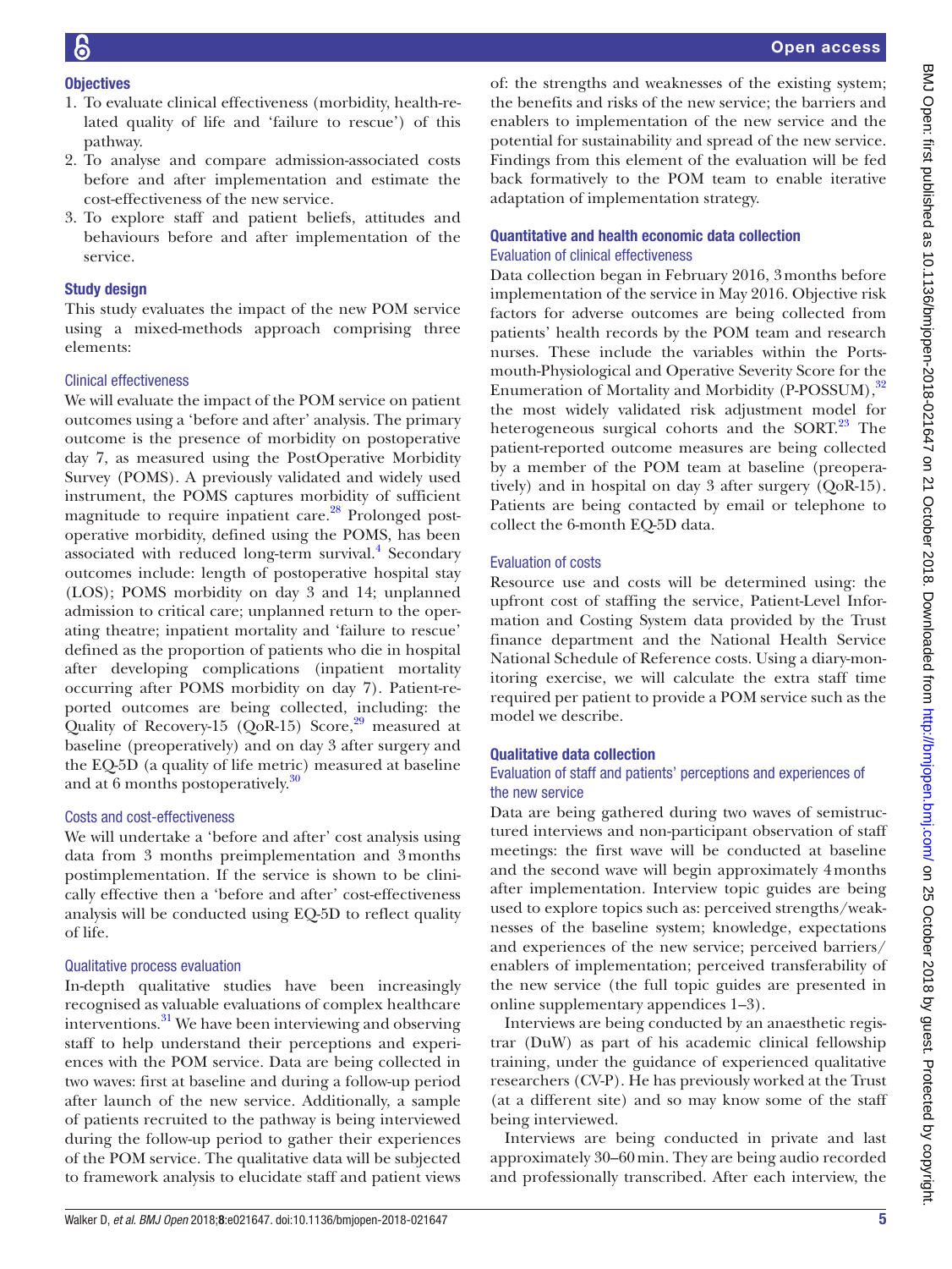### Objectives

1. To evaluate clinical effectiveness (morbidity, health-related quality of life and 'failure to rescue') of this pathway.
2. To analyse and compare admission-associated costs before and after implementation and estimate the cost-effectiveness of the new service.
3. To explore staff and patient beliefs, attitudes and behaviours before and after implementation of the service.

### Study design

This study evaluates the impact of the new POM service using a mixed-methods approach comprising three elements:

#### Clinical effectiveness

We will evaluate the impact of the POM service on patient outcomes using a 'before and after' analysis. The primary outcome is the presence of morbidity on postoperative day 7, as measured using the PostOperative Morbidity Survey (POMS). A previously validated and widely used instrument, the POMS captures morbidity of sufficient magnitude to require inpatient care.[28] Prolonged postoperative morbidity, defined using the POMS, has been associated with reduced long-term survival.[4] Secondary outcomes include: length of postoperative hospital stay (LOS); POMS morbidity on day 3 and 14; unplanned admission to critical care; unplanned return to the operating theatre; inpatient mortality and 'failure to rescue' defined as the proportion of patients who die in hospital after developing complications (inpatient mortality occurring after POMS morbidity on day 7). Patient-reported outcomes are being collected, including: the Quality of Recovery-15 (QoR-15) Score,[29] measured at baseline (preoperatively) and on day 3 after surgery and the EQ-5D (a quality of life metric) measured at baseline and at 6 months postoperatively.[30]

#### Costs and cost-effectiveness

We will undertake a 'before and after' cost analysis using data from 3 months preimplementation and 3 months postimplementation. If the service is shown to be clinically effective then a 'before and after' cost-effectiveness analysis will be conducted using EQ-5D to reflect quality of life.

#### Qualitative process evaluation

In-depth qualitative studies have been increasingly recognised as valuable evaluations of complex healthcare interventions.[31] We have been interviewing and observing staff to help understand their perceptions and experiences with the POM service. Data are being collected in two waves: first at baseline and during a follow-up period after launch of the new service. Additionally, a sample of patients recruited to the pathway is being interviewed during the follow-up period to gather their experiences of the POM service. The qualitative data will be subjected to framework analysis to elucidate staff and patient views of: the strengths and weaknesses of the existing system; the benefits and risks of the new service; the barriers and enablers to implementation of the new service and the potential for sustainability and spread of the new service. Findings from this element of the evaluation will be fed back formatively to the POM team to enable iterative adaptation of implementation strategy.

### Quantitative and health economic data collection

#### Evaluation of clinical effectiveness

Data collection began in February 2016, 3 months before implementation of the service in May 2016. Objective risk factors for adverse outcomes are being collected from patients' health records by the POM team and research nurses. These include the variables within the Portsmouth-Physiological and Operative Severity Score for the Enumeration of Mortality and Morbidity (P-POSSUM),[32] the most widely validated risk adjustment model for heterogeneous surgical cohorts and the SORT.[23] The patient-reported outcome measures are being collected by a member of the POM team at baseline (preoperatively) and in hospital on day 3 after surgery (QoR-15). Patients are being contacted by email or telephone to collect the 6-month EQ-5D data.

#### Evaluation of costs

Resource use and costs will be determined using: the upfront cost of staffing the service, Patient-Level Information and Costing System data provided by the Trust finance department and the National Health Service National Schedule of Reference costs. Using a diary-monitoring exercise, we will calculate the extra staff time required per patient to provide a POM service such as the model we describe.

### Qualitative data collection

#### Evaluation of staff and patients' perceptions and experiences of the new service

Data are being gathered during two waves of semistructured interviews and non-participant observation of staff meetings: the first wave will be conducted at baseline and the second wave will begin approximately 4 months after implementation. Interview topic guides are being used to explore topics such as: perceived strengths/weaknesses of the baseline system; knowledge, expectations and experiences of the new service; perceived barriers/enablers of implementation; perceived transferability of the new service (the full topic guides are presented in online supplementary appendices 1–3).

Interviews are being conducted by an anaesthetic registrar (DuW) as part of his academic clinical fellowship training, under the guidance of experienced qualitative researchers (CV-P). He has previously worked at the Trust (at a different site) and so may know some of the staff being interviewed.

Interviews are being conducted in private and last approximately 30–60 min. They are being audio recorded and professionally transcribed. After each interview, the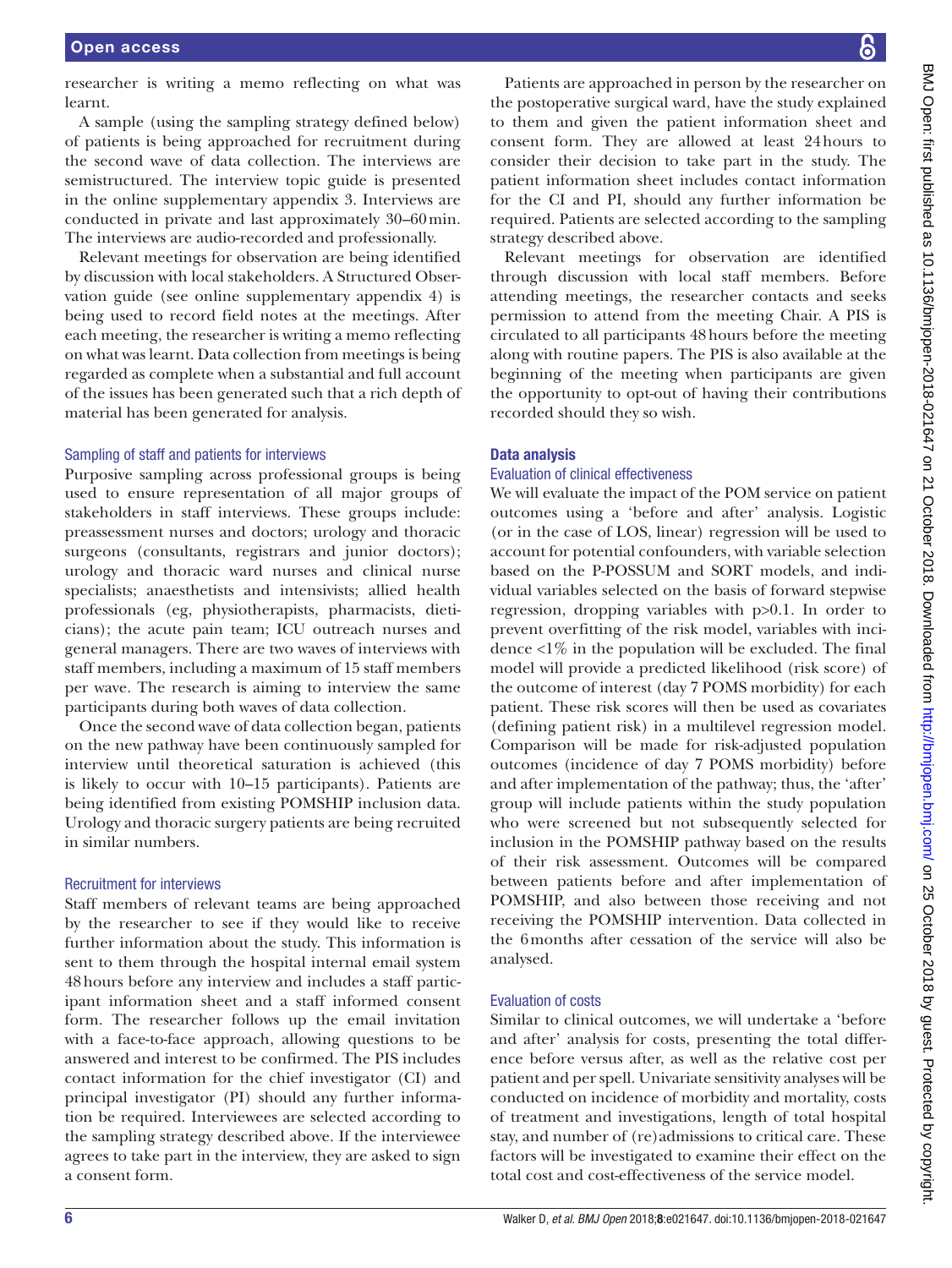researcher is writing a memo reflecting on what was learnt.

A sample (using the sampling strategy defined below) of patients is being approached for recruitment during the second wave of data collection. The interviews are semistructured. The interview topic guide is presented in the online supplementary appendix 3. Interviews are conducted in private and last approximately 30–60 min. The interviews are audio-recorded and professionally.

Relevant meetings for observation are being identified by discussion with local stakeholders. A Structured Observation guide (see online supplementary appendix 4) is being used to record field notes at the meetings. After each meeting, the researcher is writing a memo reflecting on what was learnt. Data collection from meetings is being regarded as complete when a substantial and full account of the issues has been generated such that a rich depth of material has been generated for analysis.

### Sampling of staff and patients for interviews

Purposive sampling across professional groups is being used to ensure representation of all major groups of stakeholders in staff interviews. These groups include: preassessment nurses and doctors; urology and thoracic surgeons (consultants, registrars and junior doctors); urology and thoracic ward nurses and clinical nurse specialists; anaesthetists and intensivists; allied health professionals (eg, physiotherapists, pharmacists, dieticians); the acute pain team; ICU outreach nurses and general managers. There are two waves of interviews with staff members, including a maximum of 15 staff members per wave. The research is aiming to interview the same participants during both waves of data collection.

Once the second wave of data collection began, patients on the new pathway have been continuously sampled for interview until theoretical saturation is achieved (this is likely to occur with 10–15 participants). Patients are being identified from existing POMSHIP inclusion data. Urology and thoracic surgery patients are being recruited in similar numbers.

### Recruitment for interviews

Staff members of relevant teams are being approached by the researcher to see if they would like to receive further information about the study. This information is sent to them through the hospital internal email system 48 hours before any interview and includes a staff participant information sheet and a staff informed consent form. The researcher follows up the email invitation with a face-to-face approach, allowing questions to be answered and interest to be confirmed. The PIS includes contact information for the chief investigator (CI) and principal investigator (PI) should any further information be required. Interviewees are selected according to the sampling strategy described above. If the interviewee agrees to take part in the interview, they are asked to sign a consent form.

Patients are approached in person by the researcher on the postoperative surgical ward, have the study explained to them and given the patient information sheet and consent form. They are allowed at least 24 hours to consider their decision to take part in the study. The patient information sheet includes contact information for the CI and PI, should any further information be required. Patients are selected according to the sampling strategy described above.

Relevant meetings for observation are identified through discussion with local staff members. Before attending meetings, the researcher contacts and seeks permission to attend from the meeting Chair. A PIS is circulated to all participants 48 hours before the meeting along with routine papers. The PIS is also available at the beginning of the meeting when participants are given the opportunity to opt-out of having their contributions recorded should they so wish.

## Data analysis

### Evaluation of clinical effectiveness

We will evaluate the impact of the POM service on patient outcomes using a 'before and after' analysis. Logistic (or in the case of LOS, linear) regression will be used to account for potential confounders, with variable selection based on the P-POSSUM and SORT models, and individual variables selected on the basis of forward stepwise regression, dropping variables with $p>0.1$. In order to prevent overfitting of the risk model, variables with incidence <1% in the population will be excluded. The final model will provide a predicted likelihood (risk score) of the outcome of interest (day 7 POMS morbidity) for each patient. These risk scores will then be used as covariates (defining patient risk) in a multilevel regression model. Comparison will be made for risk-adjusted population outcomes (incidence of day 7 POMS morbidity) before and after implementation of the pathway; thus, the 'after' group will include patients within the study population who were screened but not subsequently selected for inclusion in the POMSHIP pathway based on the results of their risk assessment. Outcomes will be compared between patients before and after implementation of POMSHIP, and also between those receiving and not receiving the POMSHIP intervention. Data collected in the 6 months after cessation of the service will also be analysed.

### Evaluation of costs

Similar to clinical outcomes, we will undertake a 'before and after' analysis for costs, presenting the total difference before versus after, as well as the relative cost per patient and per spell. Univariate sensitivity analyses will be conducted on incidence of morbidity and mortality, costs of treatment and investigations, length of total hospital stay, and number of (re)admissions to critical care. These factors will be investigated to examine their effect on the total cost and cost-effectiveness of the service model.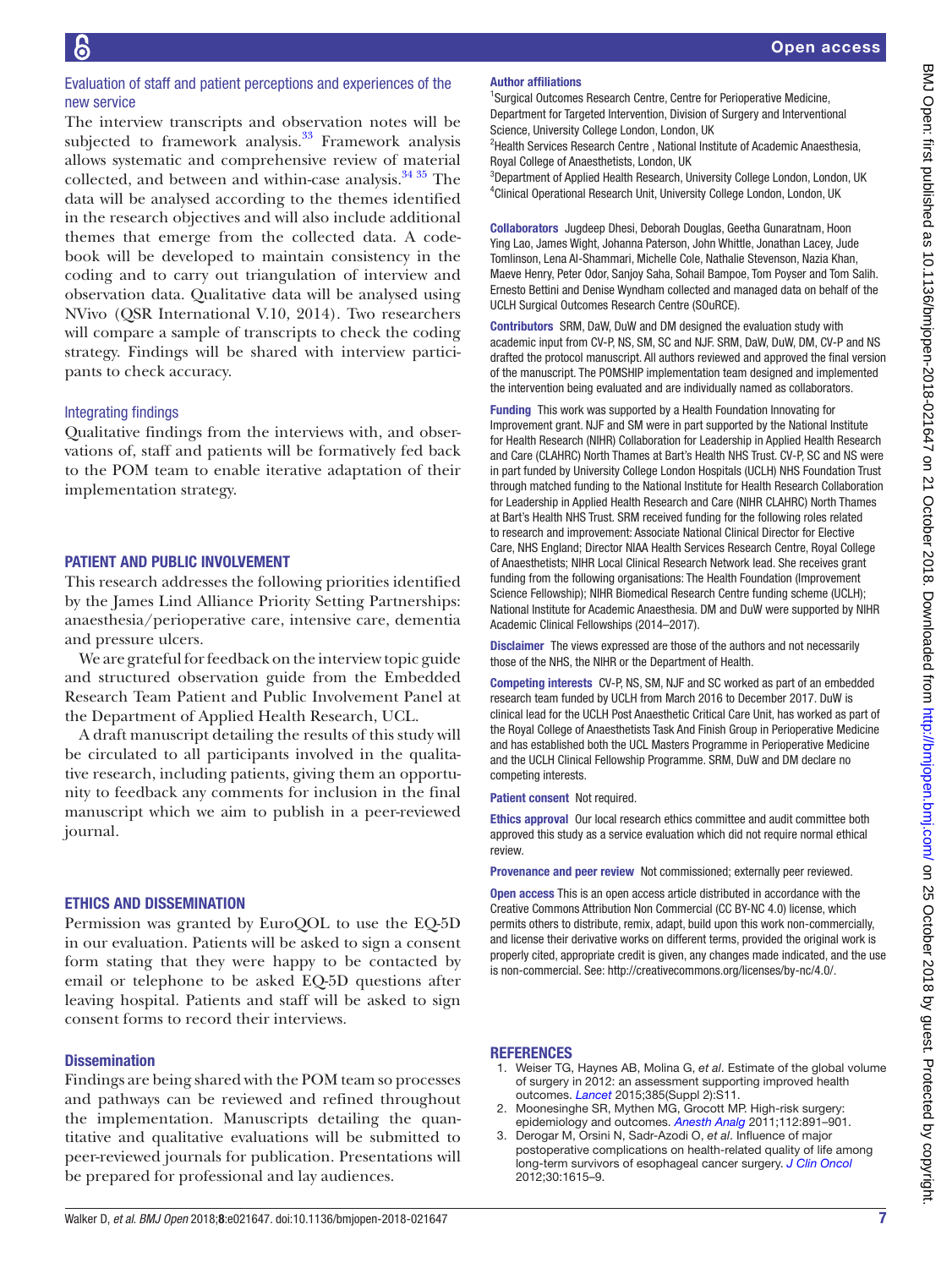### Evaluation of staff and patient perceptions and experiences of the new service

The interview transcripts and observation notes will be subjected to framework analysis.[33] Framework analysis allows systematic and comprehensive review of material collected, and between and within-case analysis.[34 35] The data will be analysed according to the themes identified in the research objectives and will also include additional themes that emerge from the collected data. A codebook will be developed to maintain consistency in the coding and to carry out triangulation of interview and observation data. Qualitative data will be analysed using NVivo (QSR International V.10, 2014). Two researchers will compare a sample of transcripts to check the coding strategy. Findings will be shared with interview participants to check accuracy.

### Integrating findings

Qualitative findings from the interviews with, and observations of, staff and patients will be formatively fed back to the POM team to enable iterative adaptation of their implementation strategy.

## PATIENT AND PUBLIC INVOLVEMENT

This research addresses the following priorities identified by the James Lind Alliance Priority Setting Partnerships: anaesthesia/perioperative care, intensive care, dementia and pressure ulcers.

We are grateful for feedback on the interview topic guide and structured observation guide from the Embedded Research Team Patient and Public Involvement Panel at the Department of Applied Health Research, UCL.

A draft manuscript detailing the results of this study will be circulated to all participants involved in the qualitative research, including patients, giving them an opportunity to feedback any comments for inclusion in the final manuscript which we aim to publish in a peer-reviewed journal.

## ETHICS AND DISSEMINATION

Permission was granted by EuroQOL to use the EQ-5D in our evaluation. Patients will be asked to sign a consent form stating that they were happy to be contacted by email or telephone to be asked EQ-5D questions after leaving hospital. Patients and staff will be asked to sign consent forms to record their interviews.

### Dissemination

Findings are being shared with the POM team so processes and pathways can be reviewed and refined throughout the implementation. Manuscripts detailing the quantitative and qualitative evaluations will be submitted to peer-reviewed journals for publication. Presentations will be prepared for professional and lay audiences.

**Author affiliations**

[1]Surgical Outcomes Research Centre, Centre for Perioperative Medicine, Department for Targeted Intervention, Division of Surgery and Interventional Science, University College London, London, UK
[2]Health Services Research Centre , National Institute of Academic Anaesthesia, Royal College of Anaesthetists, London, UK
[3]Department of Applied Health Research, University College London, London, UK
[4]Clinical Operational Research Unit, University College London, London, UK

**Collaborators** Jugdeep Dhesi, Deborah Douglas, Geetha Gunaratnam, Hoon Ying Lao, James Wight, Johanna Paterson, John Whittle, Jonathan Lacey, Jude Tomlinson, Lena Al-Shammari, Michelle Cole, Nathalie Stevenson, Nazia Khan, Maeve Henry, Peter Odor, Sanjoy Saha, Sohail Bampoe, Tom Poyser and Tom Salih. Ernesto Bettini and Denise Wyndham collected and managed data on behalf of the UCLH Surgical Outcomes Research Centre (SOuRCE).

**Contributors** SRM, DaW, DuW and DM designed the evaluation study with academic input from CV-P, NS, SM, SC and NJF. SRM, DaW, DuW, DM, CV-P and NS drafted the protocol manuscript. All authors reviewed and approved the final version of the manuscript. The POMSHIP implementation team designed and implemented the intervention being evaluated and are individually named as collaborators.

**Funding** This work was supported by a Health Foundation Innovating for Improvement grant. NJF and SM were in part supported by the National Institute for Health Research (NIHR) Collaboration for Leadership in Applied Health Research and Care (CLAHRC) North Thames at Bart's Health NHS Trust. CV-P, SC and NS were in part funded by University College London Hospitals (UCLH) NHS Foundation Trust through matched funding to the National Institute for Health Research Collaboration for Leadership in Applied Health Research and Care (NIHR CLAHRC) North Thames at Bart's Health NHS Trust. SRM received funding for the following roles related to research and improvement: Associate National Clinical Director for Elective Care, NHS England; Director NIAA Health Services Research Centre, Royal College of Anaesthetists; NIHR Local Clinical Research Network lead. She receives grant funding from the following organisations: The Health Foundation (Improvement Science Fellowship); NIHR Biomedical Research Centre funding scheme (UCLH); National Institute for Academic Anaesthesia. DM and DuW were supported by NIHR Academic Clinical Fellowships (2014–2017).

**Disclaimer** The views expressed are those of the authors and not necessarily those of the NHS, the NIHR or the Department of Health.

**Competing interests** CV-P, NS, SM, NJF and SC worked as part of an embedded research team funded by UCLH from March 2016 to December 2017. DuW is clinical lead for the UCLH Post Anaesthetic Critical Care Unit, has worked as part of the Royal College of Anaesthetists Task And Finish Group in Perioperative Medicine and has established both the UCL Masters Programme in Perioperative Medicine and the UCLH Clinical Fellowship Programme. SRM, DuW and DM declare no competing interests.

**Patient consent** Not required.

**Ethics approval** Our local research ethics committee and audit committee both approved this study as a service evaluation which did not require normal ethical review.

**Provenance and peer review** Not commissioned; externally peer reviewed.

**Open access** This is an open access article distributed in accordance with the Creative Commons Attribution Non Commercial (CC BY-NC 4.0) license, which permits others to distribute, remix, adapt, build upon this work non-commercially, and license their derivative works on different terms, provided the original work is properly cited, appropriate credit is given, any changes made indicated, and the use is non-commercial. See: http://creativecommons.org/licenses/by-nc/4.0/.

## REFERENCES

1. Weiser TG, Haynes AB, Molina G, *et al*. Estimate of the global volume of surgery in 2012: an assessment supporting improved health outcomes. *Lancet* 2015;385(Suppl 2):S11.
2. Moonesinghe SR, Mythen MG, Grocott MP. High-risk surgery: epidemiology and outcomes. *Anesth Analg* 2011;112:891–901.
3. Derogar M, Orsini N, Sadr-Azodi O, *et al*. Influence of major postoperative complications on health-related quality of life among long-term survivors of esophageal cancer surgery. *J Clin Oncol* 2012;30:1615–9.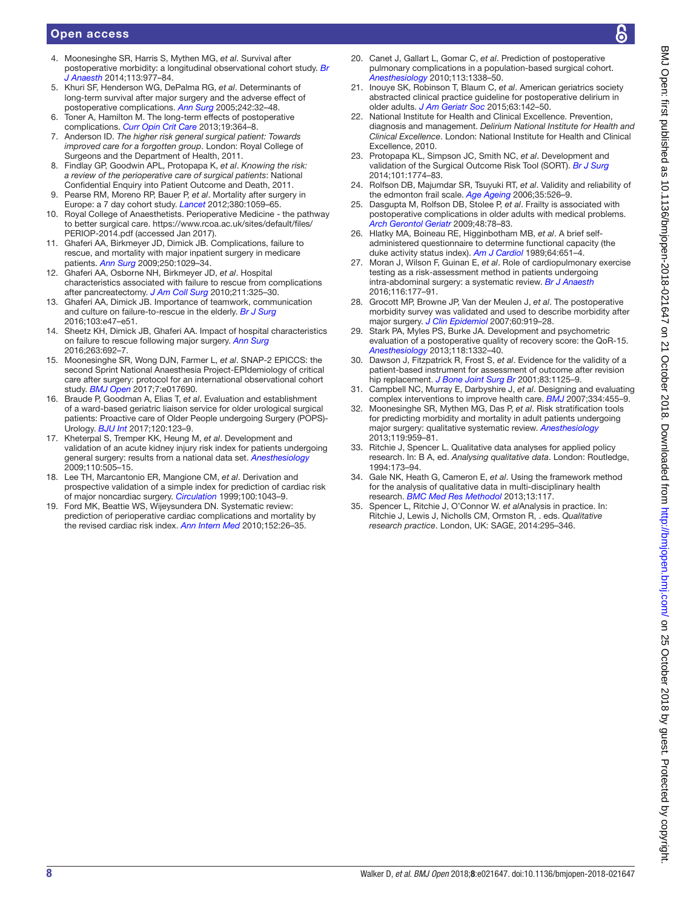4. Moonesinghe SR, Harris S, Mythen MG, *et al*. Survival after postoperative morbidity: a longitudinal observational cohort study. *Br J Anaesth* 2014;113:977–84.
5. Khuri SF, Henderson WG, DePalma RG, *et al*. Determinants of long-term survival after major surgery and the adverse effect of postoperative complications. *Ann Surg* 2005;242:32–48.
6. Toner A, Hamilton M. The long-term effects of postoperative complications. *Curr Opin Crit Care* 2013;19:364–8.
7. Anderson ID. *The higher risk general surgical patient: Towards improved care for a forgotten group*. London: Royal College of Surgeons and the Department of Health, 2011.
8. Findlay GP, Goodwin APL, Protopapa K, *et al*. *Knowing the risk: a review of the perioperative care of surgical patients*: National Confidential Enquiry into Patient Outcome and Death, 2011.
9. Pearse RM, Moreno RP, Bauer P, *et al*. Mortality after surgery in Europe: a 7 day cohort study. *Lancet* 2012;380:1059–65.
10. Royal College of Anaesthetists. Perioperative Medicine - the pathway to better surgical care. https://www.rcoa.ac.uk/sites/default/files/PERIOP-2014.pdf (accessed Jan 2017).
11. Ghaferi AA, Birkmeyer JD, Dimick JB. Complications, failure to rescue, and mortality with major inpatient surgery in medicare patients. *Ann Surg* 2009;250:1029–34.
12. Ghaferi AA, Osborne NH, Birkmeyer JD, *et al*. Hospital characteristics associated with failure to rescue from complications after pancreatectomy. *J Am Coll Surg* 2010;211:325–30.
13. Ghaferi AA, Dimick JB. Importance of teamwork, communication and culture on failure-to-rescue in the elderly. *Br J Surg* 2016;103:e47–e51.
14. Sheetz KH, Dimick JB, Ghaferi AA. Impact of hospital characteristics on failure to rescue following major surgery. *Ann Surg* 2016;263:692–7.
15. Moonesinghe SR, Wong DJN, Farmer L, *et al*. SNAP-2 EPICCS: the second Sprint National Anaesthesia Project-EPIdemiology of critical care after surgery: protocol for an international observational cohort study. *BMJ Open* 2017;7:e017690.
16. Braude P, Goodman A, Elias T, *et al*. Evaluation and establishment of a ward-based geriatric liaison service for older urological surgical patients: Proactive care of Older People undergoing Surgery (POPS)-Urology. *BJU Int* 2017;120:123–9.
17. Kheterpal S, Tremper KK, Heung M, *et al*. Development and validation of an acute kidney injury risk index for patients undergoing general surgery: results from a national data set. *Anesthesiology* 2009;110:505–15.
18. Lee TH, Marcantonio ER, Mangione CM, *et al*. Derivation and prospective validation of a simple index for prediction of cardiac risk of major noncardiac surgery. *Circulation* 1999;100:1043–9.
19. Ford MK, Beattie WS, Wijeysundera DN. Systematic review: prediction of perioperative cardiac complications and mortality by the revised cardiac risk index. *Ann Intern Med* 2010;152:26–35.
20. Canet J, Gallart L, Gomar C, *et al*. Prediction of postoperative pulmonary complications in a population-based surgical cohort. *Anesthesiology* 2010;113:1338–50.
21. Inouye SK, Robinson T, Blaum C, *et al*. American geriatrics society abstracted clinical practice guideline for postoperative delirium in older adults. *J Am Geriatr Soc* 2015;63:142–50.
22. National Institute for Health and Clinical Excellence. Prevention, diagnosis and management. *Delirium National Institute for Health and Clinical Excellence*. London: National Institute for Health and Clinical Excellence, 2010.
23. Protopapa KL, Simpson JC, Smith NC, *et al*. Development and validation of the Surgical Outcome Risk Tool (SORT). *Br J Surg* 2014;101:1774–83.
24. Rolfson DB, Majumdar SR, Tsuyuki RT, *et al*. Validity and reliability of the edmonton frail scale. *Age Ageing* 2006;35:526–9.
25. Dasgupta M, Rolfson DB, Stolee P, *et al*. Frailty is associated with postoperative complications in older adults with medical problems. *Arch Gerontol Geriatr* 2009;48:78–83.
26. Hlatky MA, Boineau RE, Higginbotham MB, *et al*. A brief self-administered questionnaire to determine functional capacity (the duke activity status index). *Am J Cardiol* 1989;64:651–4.
27. Moran J, Wilson F, Guinan E, *et al*. Role of cardiopulmonary exercise testing as a risk-assessment method in patients undergoing intra-abdominal surgery: a systematic review. *Br J Anaesth* 2016;116:177–91.
28. Grocott MP, Browne JP, Van der Meulen J, *et al*. The postoperative morbidity survey was validated and used to describe morbidity after major surgery. *J Clin Epidemiol* 2007;60:919–28.
29. Stark PA, Myles PS, Burke JA. Development and psychometric evaluation of a postoperative quality of recovery score: the QoR-15. *Anesthesiology* 2013;118:1332–40.
30. Dawson J, Fitzpatrick R, Frost S, *et al*. Evidence for the validity of a patient-based instrument for assessment of outcome after revision hip replacement. *J Bone Joint Surg Br* 2001;83:1125–9.
31. Campbell NC, Murray E, Darbyshire J, *et al*. Designing and evaluating complex interventions to improve health care. *BMJ* 2007;334:455–9.
32. Moonesinghe SR, Mythen MG, Das P, *et al*. Risk stratification tools for predicting morbidity and mortality in adult patients undergoing major surgery: qualitative systematic review. *Anesthesiology* 2013;119:959–81.
33. Ritchie J, Spencer L. Qualitative data analyses for applied policy research. In: B A, ed. *Analysing qualitative data*. London: Routledge, 1994:173–94.
34. Gale NK, Heath G, Cameron E, *et al*. Using the framework method for the analysis of qualitative data in multi-disciplinary health research. *BMC Med Res Methodol* 2013;13:117.
35. Spencer L, Ritchie J, O'Connor W. *et al*Analysis in practice. In: Ritchie J, Lewis J, Nicholls CM, Ormston R, . eds. *Qualitative research practice*. London, UK: SAGE, 2014:295–346.